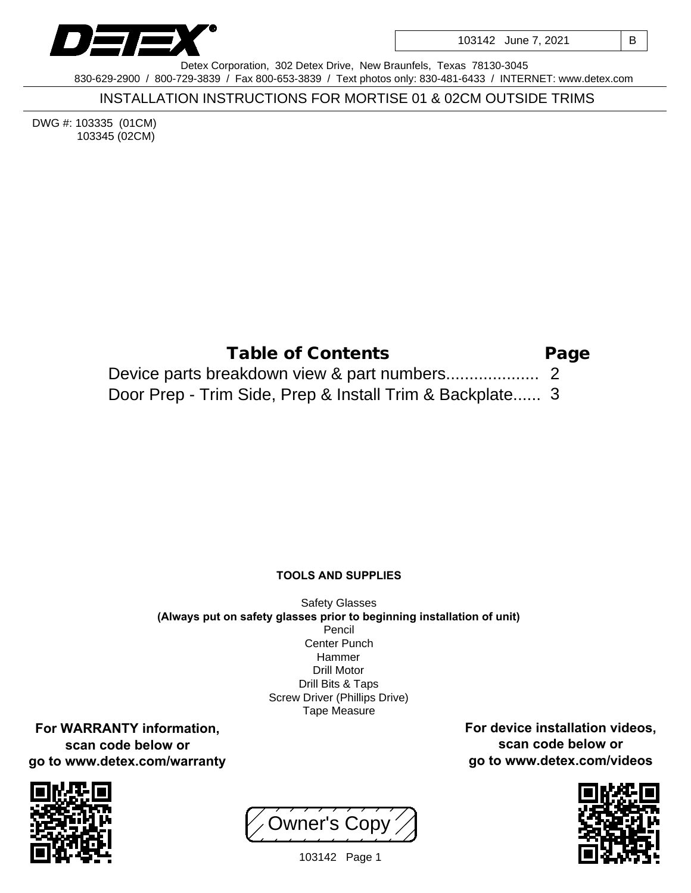103142 June 7, 2021 | B

Detex Corporation, 302 Detex Drive, New Braunfels, Texas 78130-3045
830-629-2900 / 800-729-3839 / Fax 800-653-3839 / Text photos only: 830-481-6433 / INTERNET: www.detex.com

# INSTALLATION INSTRUCTIONS FOR MORTISE 01 & 02CM OUTSIDE TRIMS

DWG #: 103335 (01CM)
103345 (02CM)

## Table of Contents

| Table of Contents | Page |
|---|---|
| Device parts breakdown view & part numbers.................... | 2 |
| Door Prep - Trim Side, Prep & Install Trim & Backplate...... | 3 |

**TOOLS AND SUPPLIES**

Safety Glasses
**(Always put on safety glasses prior to beginning installation of unit)**
Pencil
Center Punch
Hammer
Drill Motor
Drill Bits & Taps
Screw Driver (Phillips Drive)
Tape Measure

**For WARRANTY information, scan code below or go to www.detex.com/warranty**

**For device installation videos, scan code below or go to www.detex.com/videos**

Owner's Copy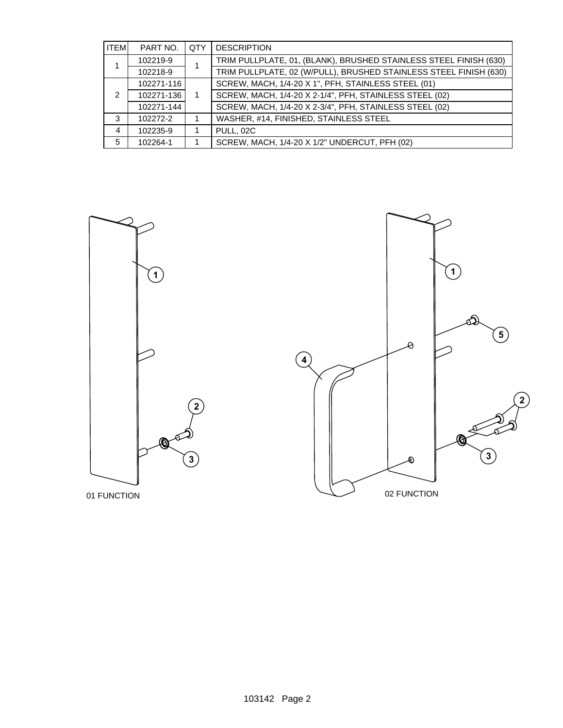| ITEM | PART NO. | QTY | DESCRIPTION |
|---|---|---|---|
| 1 | 102219-9 | 1 | TRIM PULLPLATE, 01, (BLANK), BRUSHED STAINLESS STEEL FINISH (630) |
| | 102218-9 | | TRIM PULLPLATE, 02 (W/PULL), BRUSHED STAINLESS STEEL FINISH (630) |
| 2 | 102271-116 | 1 | SCREW, MACH, 1/4-20 X 1", PFH, STAINLESS STEEL (01) |
| | 102271-136 | | SCREW, MACH, 1/4-20 X 2-1/4", PFH, STAINLESS STEEL (02) |
| | 102271-144 | | SCREW, MACH, 1/4-20 X 2-3/4", PFH, STAINLESS STEEL (02) |
| 3 | 102272-2 | 1 | WASHER, #14, FINISHED, STAINLESS STEEL |
| 4 | 102235-9 | 1 | PULL, 02C |
| 5 | 102264-1 | 1 | SCREW, MACH, 1/4-20 X 1/2" UNDERCUT, PFH (02) |

01 FUNCTION

02 FUNCTION

103142 Page 2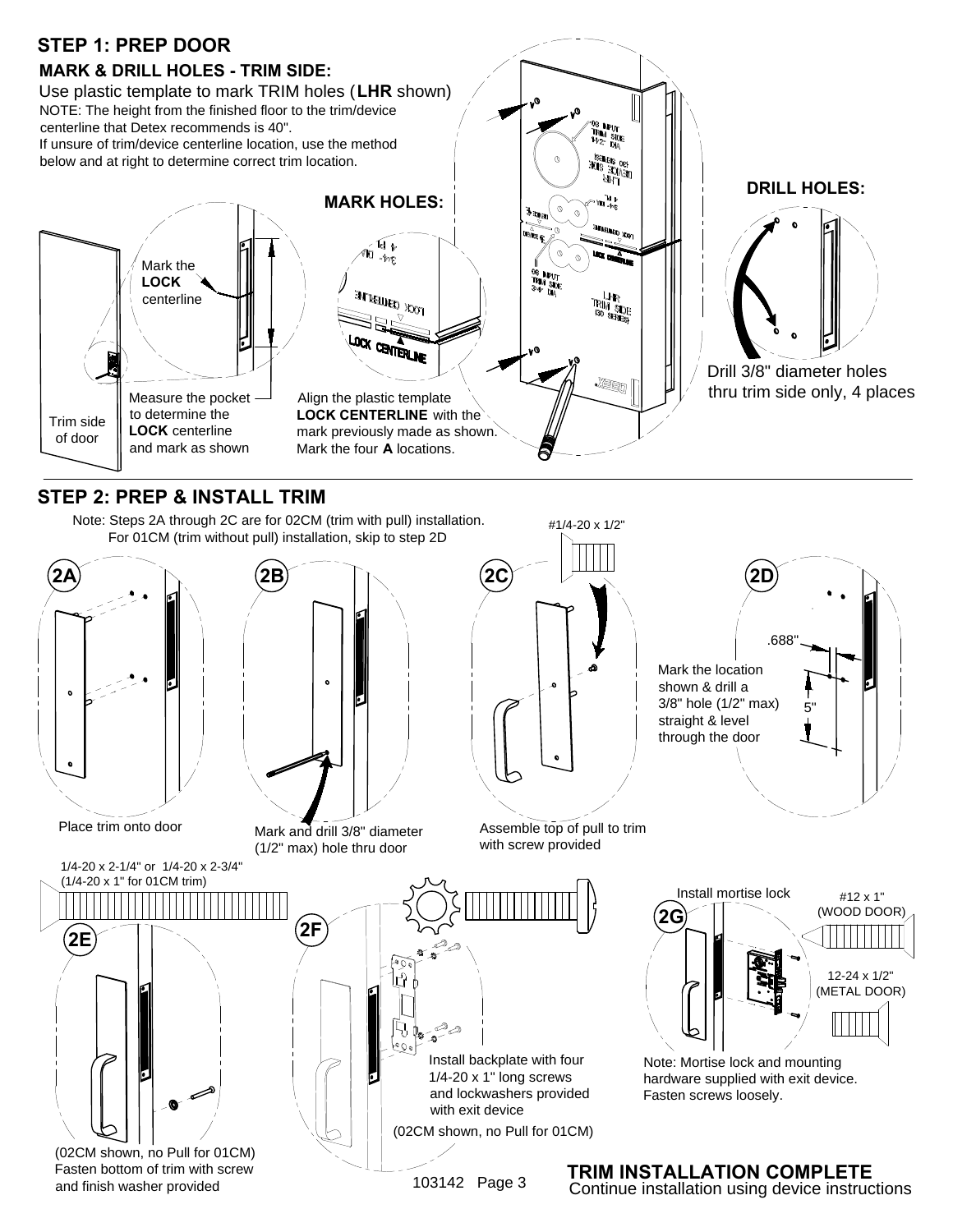## STEP 1: PREP DOOR

### MARK & DRILL HOLES - TRIM SIDE:

Use plastic template to mark TRIM holes (**LHR** shown)

NOTE: The height from the finished floor to the trim/device centerline that Detex recommends is 40".
If unsure of trim/device centerline location, use the method below and at right to determine correct trim location.

**MARK HOLES:**

Mark the **LOCK** centerline

Trim side of door

Measure the pocket to determine the **LOCK** centerline and mark as shown

**LOCK CENTERLINE**

Align the plastic template **LOCK CENTERLINE** with the mark previously made as shown. Mark the four **A** locations.

**DRILL HOLES:**

Drill 3/8" diameter holes thru trim side only, 4 places

## STEP 2: PREP & INSTALL TRIM

Note: Steps 2A through 2C are for 02CM (trim with pull) installation.
For 01CM (trim without pull) installation, skip to step 2D

**2A** Place trim onto door

**2B** Mark and drill 3/8" diameter (1/2" max) hole thru door

**2C** #1/4-20 x 1/2"
Assemble top of pull to trim with screw provided

**2D** .688"
5"
Mark the location shown & drill a 3/8" hole (1/2" max) straight & level through the door

**2E** 1/4-20 x 2-1/4" or 1/4-20 x 2-3/4" (1/4-20 x 1" for 01CM trim)
(02CM shown, no Pull for 01CM)
Fasten bottom of trim with screw and finish washer provided

**2F** Install backplate with four 1/4-20 x 1" long screws and lockwashers provided with exit device
(02CM shown, no Pull for 01CM)

**2G** Install mortise lock
#12 x 1" (WOOD DOOR)
12-24 x 1/2" (METAL DOOR)
Note: Mortise lock and mounting hardware supplied with exit device. Fasten screws loosely.

103142 Page 3

**TRIM INSTALLATION COMPLETE**
Continue installation using device instructions